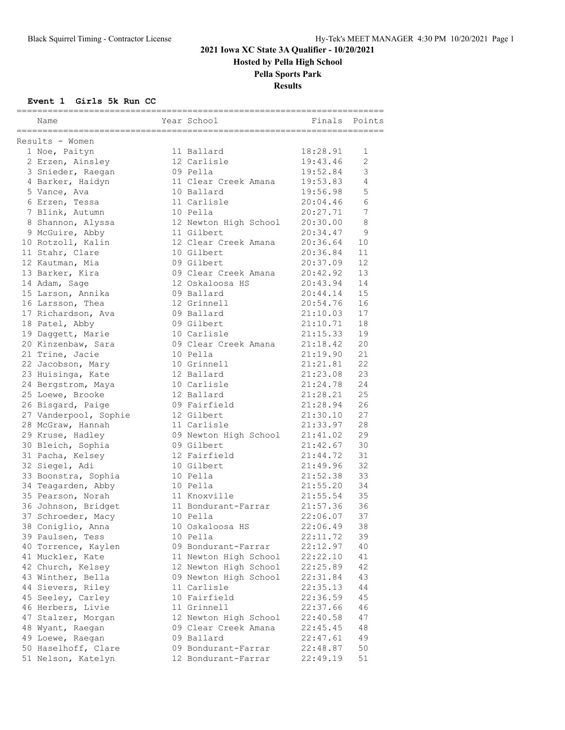# 2021 Iowa XC State 3A Qualifier - 10/20/2021

**Hosted by Pella High School**

**Pella Sports Park**

**Results**

## Event 1 Girls 5k Run CC

Results - Women

| Place | Name | Year | School | Finals | Points |
|---|---|---|---|---|---|
| 1 | Noe, Paityn | 11 | Ballard | 18:28.91 | 1 |
| 2 | Erzen, Ainsley | 12 | Carlisle | 19:43.46 | 2 |
| 3 | Snieder, Raegan | 09 | Pella | 19:52.84 | 3 |
| 4 | Barker, Haidyn | 11 | Clear Creek Amana | 19:53.83 | 4 |
| 5 | Vance, Ava | 10 | Ballard | 19:56.98 | 5 |
| 6 | Erzen, Tessa | 11 | Carlisle | 20:04.46 | 6 |
| 7 | Blink, Autumn | 10 | Pella | 20:27.71 | 7 |
| 8 | Shannon, Alyssa | 12 | Newton High School | 20:30.00 | 8 |
| 9 | McGuire, Abby | 11 | Gilbert | 20:34.47 | 9 |
| 10 | Rotzoll, Kalin | 12 | Clear Creek Amana | 20:36.64 | 10 |
| 11 | Stahr, Clare | 10 | Gilbert | 20:36.84 | 11 |
| 12 | Kautman, Mia | 09 | Gilbert | 20:37.09 | 12 |
| 13 | Barker, Kira | 09 | Clear Creek Amana | 20:42.92 | 13 |
| 14 | Adam, Sage | 12 | Oskaloosa HS | 20:43.94 | 14 |
| 15 | Larson, Annika | 09 | Ballard | 20:44.14 | 15 |
| 16 | Larsson, Thea | 12 | Grinnell | 20:54.76 | 16 |
| 17 | Richardson, Ava | 09 | Ballard | 21:10.03 | 17 |
| 18 | Patel, Abby | 09 | Gilbert | 21:10.71 | 18 |
| 19 | Daggett, Marie | 10 | Carlisle | 21:15.33 | 19 |
| 20 | Kinzenbaw, Sara | 09 | Clear Creek Amana | 21:18.42 | 20 |
| 21 | Trine, Jacie | 10 | Pella | 21:19.90 | 21 |
| 22 | Jacobson, Mary | 10 | Grinnell | 21:21.81 | 22 |
| 23 | Huisinga, Kate | 12 | Ballard | 21:23.08 | 23 |
| 24 | Bergstrom, Maya | 10 | Carlisle | 21:24.78 | 24 |
| 25 | Loewe, Brooke | 12 | Ballard | 21:28.21 | 25 |
| 26 | Bisgard, Paige | 09 | Fairfield | 21:28.94 | 26 |
| 27 | Vanderpool, Sophie | 12 | Gilbert | 21:30.10 | 27 |
| 28 | McGraw, Hannah | 11 | Carlisle | 21:33.97 | 28 |
| 29 | Kruse, Hadley | 09 | Newton High School | 21:41.02 | 29 |
| 30 | Bleich, Sophia | 09 | Gilbert | 21:42.67 | 30 |
| 31 | Pacha, Kelsey | 12 | Fairfield | 21:44.72 | 31 |
| 32 | Siegel, Adi | 10 | Gilbert | 21:49.96 | 32 |
| 33 | Boonstra, Sophia | 10 | Pella | 21:52.38 | 33 |
| 34 | Teagarden, Abby | 10 | Pella | 21:55.20 | 34 |
| 35 | Pearson, Norah | 11 | Knoxville | 21:55.54 | 35 |
| 36 | Johnson, Bridget | 11 | Bondurant-Farrar | 21:57.36 | 36 |
| 37 | Schroeder, Macy | 10 | Pella | 22:06.07 | 37 |
| 38 | Coniglio, Anna | 10 | Oskaloosa HS | 22:06.49 | 38 |
| 39 | Paulsen, Tess | 10 | Pella | 22:11.72 | 39 |
| 40 | Torrence, Kaylen | 09 | Bondurant-Farrar | 22:12.97 | 40 |
| 41 | Muckler, Kate | 11 | Newton High School | 22:22.10 | 41 |
| 42 | Church, Kelsey | 12 | Newton High School | 22:25.89 | 42 |
| 43 | Winther, Bella | 09 | Newton High School | 22:31.84 | 43 |
| 44 | Sievers, Riley | 11 | Carlisle | 22:35.13 | 44 |
| 45 | Seeley, Carley | 10 | Fairfield | 22:36.59 | 45 |
| 46 | Herbers, Livie | 11 | Grinnell | 22:37.66 | 46 |
| 47 | Stalzer, Morgan | 12 | Newton High School | 22:40.58 | 47 |
| 48 | Wyant, Raegan | 09 | Clear Creek Amana | 22:45.45 | 48 |
| 49 | Loewe, Raegan | 09 | Ballard | 22:47.61 | 49 |
| 50 | Haselhoff, Clare | 09 | Bondurant-Farrar | 22:48.87 | 50 |
| 51 | Nelson, Katelyn | 12 | Bondurant-Farrar | 22:49.19 | 51 |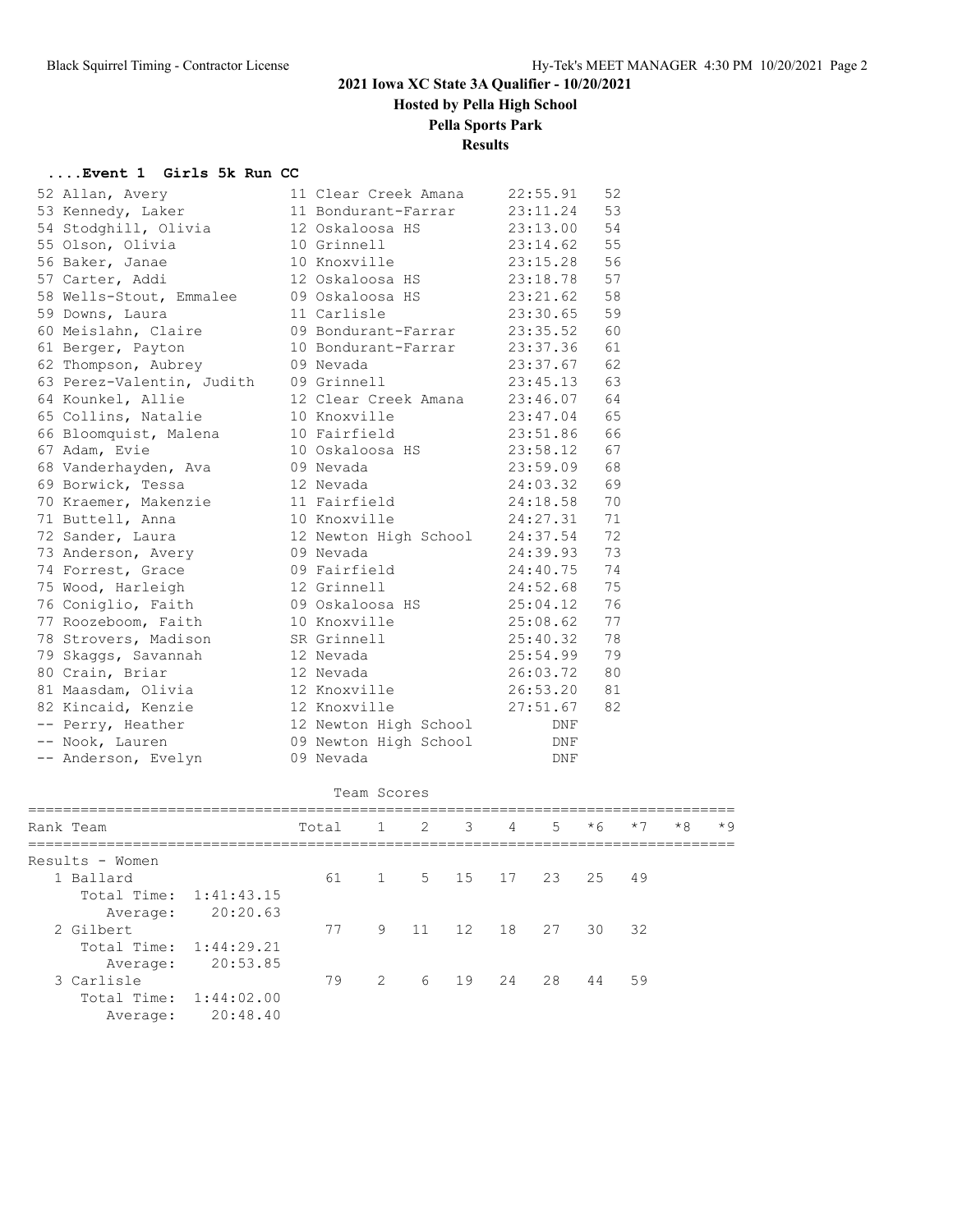# 2021 Iowa XC State 3A Qualifier - 10/20/2021

**Hosted by Pella High School**

**Pella Sports Park**

**Results**

### ....Event 1 Girls 5k Run CC

| Place | Name | Yr | School | Time | Points |
|---|---|---|---|---|---|
| 52 | Allan, Avery | 11 | Clear Creek Amana | 22:55.91 | 52 |
| 53 | Kennedy, Laker | 11 | Bondurant-Farrar | 23:11.24 | 53 |
| 54 | Stodghill, Olivia | 12 | Oskaloosa HS | 23:13.00 | 54 |
| 55 | Olson, Olivia | 10 | Grinnell | 23:14.62 | 55 |
| 56 | Baker, Janae | 10 | Knoxville | 23:15.28 | 56 |
| 57 | Carter, Addi | 12 | Oskaloosa HS | 23:18.78 | 57 |
| 58 | Wells-Stout, Emmalee | 09 | Oskaloosa HS | 23:21.62 | 58 |
| 59 | Downs, Laura | 11 | Carlisle | 23:30.65 | 59 |
| 60 | Meislahn, Claire | 09 | Bondurant-Farrar | 23:35.52 | 60 |
| 61 | Berger, Payton | 10 | Bondurant-Farrar | 23:37.36 | 61 |
| 62 | Thompson, Aubrey | 09 | Nevada | 23:37.67 | 62 |
| 63 | Perez-Valentin, Judith | 09 | Grinnell | 23:45.13 | 63 |
| 64 | Kounkel, Allie | 12 | Clear Creek Amana | 23:46.07 | 64 |
| 65 | Collins, Natalie | 10 | Knoxville | 23:47.04 | 65 |
| 66 | Bloomquist, Malena | 10 | Fairfield | 23:51.86 | 66 |
| 67 | Adam, Evie | 10 | Oskaloosa HS | 23:58.12 | 67 |
| 68 | Vanderhayden, Ava | 09 | Nevada | 23:59.09 | 68 |
| 69 | Borwick, Tessa | 12 | Nevada | 24:03.32 | 69 |
| 70 | Kraemer, Makenzie | 11 | Fairfield | 24:18.58 | 70 |
| 71 | Buttell, Anna | 10 | Knoxville | 24:27.31 | 71 |
| 72 | Sander, Laura | 12 | Newton High School | 24:37.54 | 72 |
| 73 | Anderson, Avery | 09 | Nevada | 24:39.93 | 73 |
| 74 | Forrest, Grace | 09 | Fairfield | 24:40.75 | 74 |
| 75 | Wood, Harleigh | 12 | Grinnell | 24:52.68 | 75 |
| 76 | Coniglio, Faith | 09 | Oskaloosa HS | 25:04.12 | 76 |
| 77 | Roozeboom, Faith | 10 | Knoxville | 25:08.62 | 77 |
| 78 | Strovers, Madison | SR | Grinnell | 25:40.32 | 78 |
| 79 | Skaggs, Savannah | 12 | Nevada | 25:54.99 | 79 |
| 80 | Crain, Briar | 12 | Nevada | 26:03.72 | 80 |
| 81 | Maasdam, Olivia | 12 | Knoxville | 26:53.20 | 81 |
| 82 | Kincaid, Kenzie | 12 | Knoxville | 27:51.67 | 82 |
| -- | Perry, Heather | 12 | Newton High School | DNF | |
| -- | Nook, Lauren | 09 | Newton High School | DNF | |
| -- | Anderson, Evelyn | 09 | Nevada | DNF | |

### Team Scores

| Rank | Team | Total | 1 | 2 | 3 | 4 | 5 | *6 | *7 | *8 | *9 |
|---|---|---|---|---|---|---|---|---|---|---|---|
| Results - Women | | | | | | | | | | | |
| 1 | Ballard | 61 | 1 | 5 | 15 | 17 | 23 | 25 | 49 | | |
| | Total Time: 1:41:43.15 | | | | | | | | | | |
| | Average: 20:20.63 | | | | | | | | | | |
| 2 | Gilbert | 77 | 9 | 11 | 12 | 18 | 27 | 30 | 32 | | |
| | Total Time: 1:44:29.21 | | | | | | | | | | |
| | Average: 20:53.85 | | | | | | | | | | |
| 3 | Carlisle | 79 | 2 | 6 | 19 | 24 | 28 | 44 | 59 | | |
| | Total Time: 1:44:02.00 | | | | | | | | | | |
| | Average: 20:48.40 | | | | | | | | | | |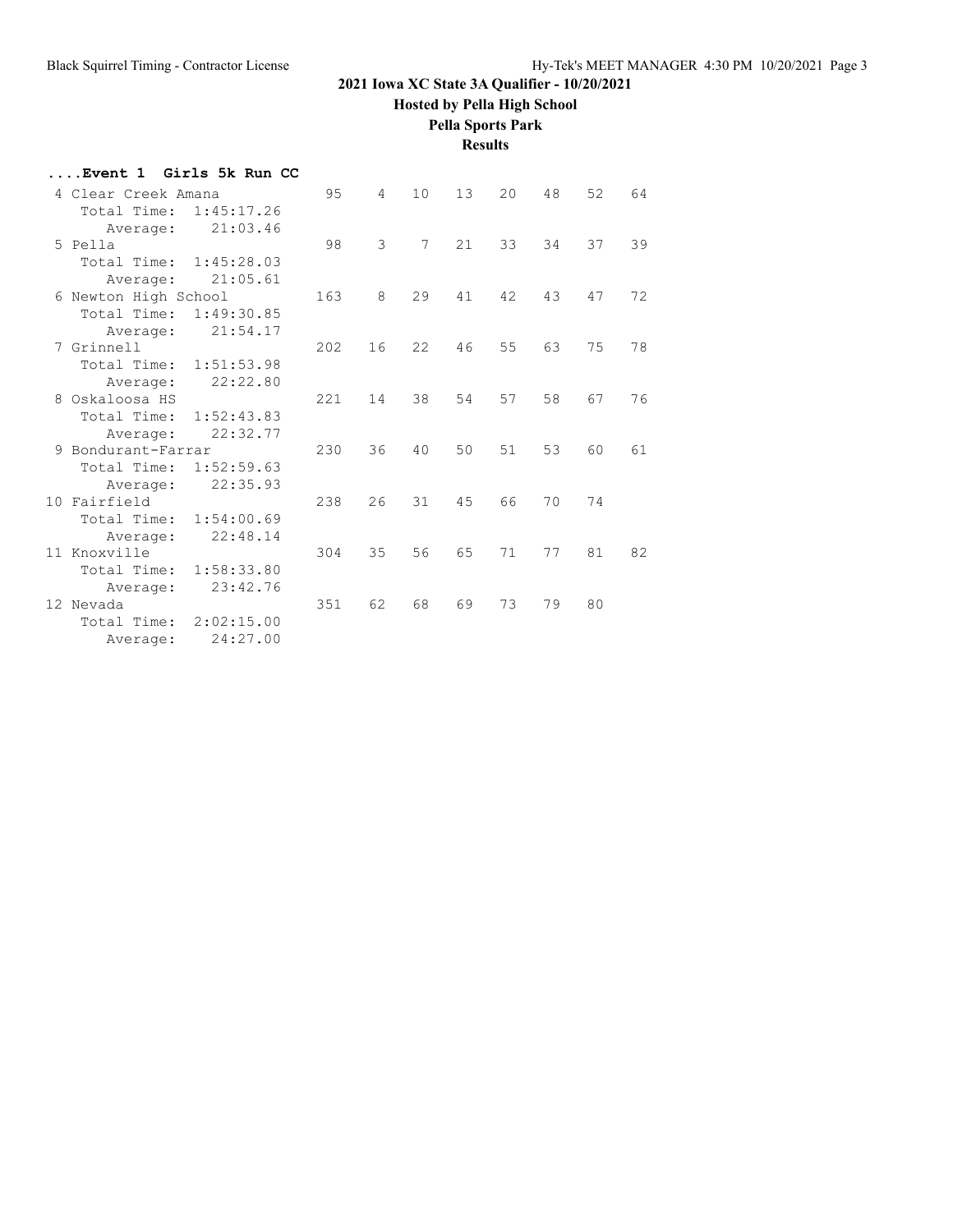# 2021 Iowa XC State 3A Qualifier - 10/20/2021

**Hosted by Pella High School**

**Pella Sports Park**

**Results**

### ....Event 1 Girls 5k Run CC

| Place | Team | Score | 1 | 2 | 3 | 4 | 5 | 6 | 7 |
|---|---|---|---|---|---|---|---|---|---|
| 4 | Clear Creek Amana | 95 | 4 | 10 | 13 | 20 | 48 | 52 | 64 |
| | Total Time: 1:45:17.26 | | | | | | | | |
| | Average: 21:03.46 | | | | | | | | |
| 5 | Pella | 98 | 3 | 7 | 21 | 33 | 34 | 37 | 39 |
| | Total Time: 1:45:28.03 | | | | | | | | |
| | Average: 21:05.61 | | | | | | | | |
| 6 | Newton High School | 163 | 8 | 29 | 41 | 42 | 43 | 47 | 72 |
| | Total Time: 1:49:30.85 | | | | | | | | |
| | Average: 21:54.17 | | | | | | | | |
| 7 | Grinnell | 202 | 16 | 22 | 46 | 55 | 63 | 75 | 78 |
| | Total Time: 1:51:53.98 | | | | | | | | |
| | Average: 22:22.80 | | | | | | | | |
| 8 | Oskaloosa HS | 221 | 14 | 38 | 54 | 57 | 58 | 67 | 76 |
| | Total Time: 1:52:43.83 | | | | | | | | |
| | Average: 22:32.77 | | | | | | | | |
| 9 | Bondurant-Farrar | 230 | 36 | 40 | 50 | 51 | 53 | 60 | 61 |
| | Total Time: 1:52:59.63 | | | | | | | | |
| | Average: 22:35.93 | | | | | | | | |
| 10 | Fairfield | 238 | 26 | 31 | 45 | 66 | 70 | 74 | |
| | Total Time: 1:54:00.69 | | | | | | | | |
| | Average: 22:48.14 | | | | | | | | |
| 11 | Knoxville | 304 | 35 | 56 | 65 | 71 | 77 | 81 | 82 |
| | Total Time: 1:58:33.80 | | | | | | | | |
| | Average: 23:42.76 | | | | | | | | |
| 12 | Nevada | 351 | 62 | 68 | 69 | 73 | 79 | 80 | |
| | Total Time: 2:02:15.00 | | | | | | | | |
| | Average: 24:27.00 | | | | | | | | |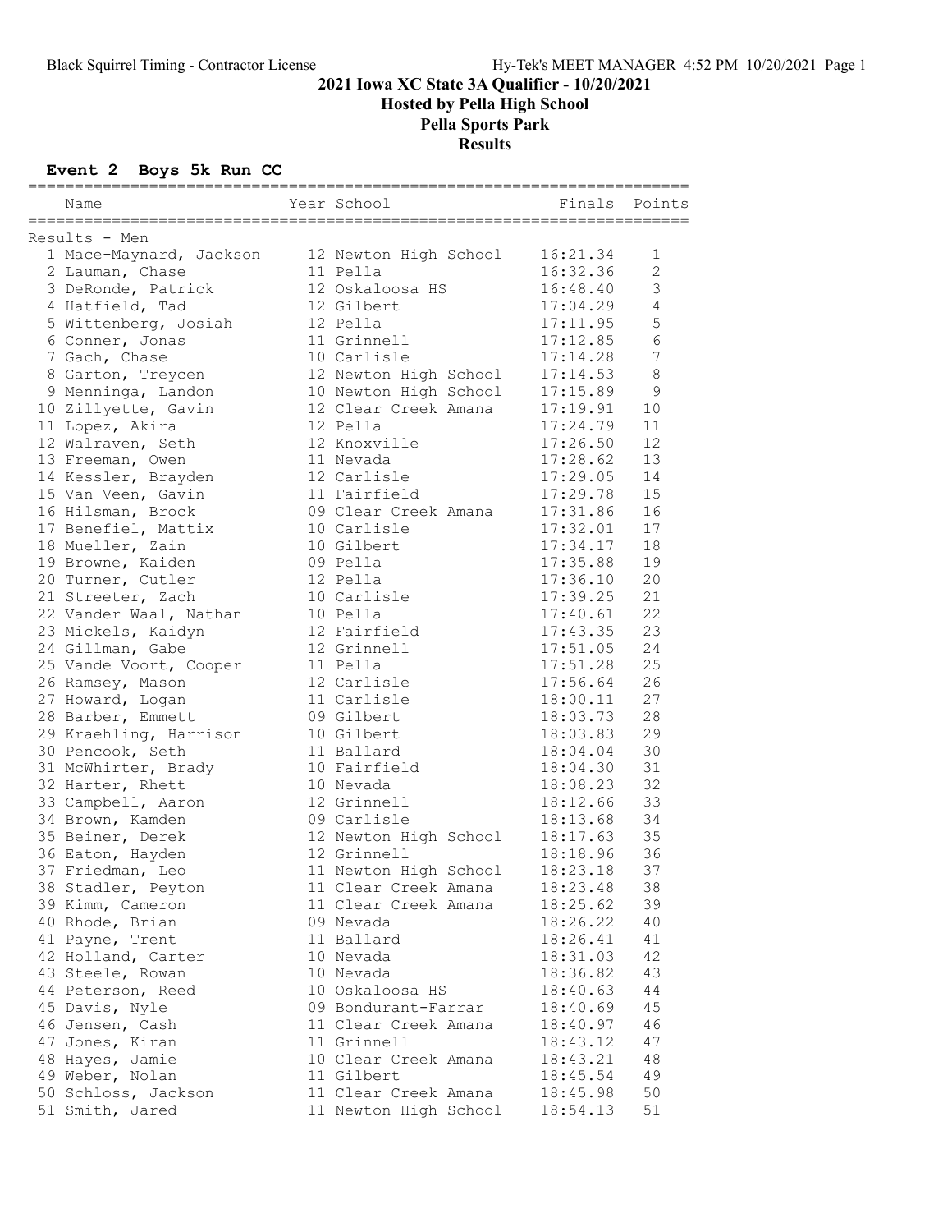# 2021 Iowa XC State 3A Qualifier - 10/20/2021

## Hosted by Pella High School

## Pella Sports Park

## Results

### Event 2 Boys 5k Run CC

Results - Men

| Place | Name | Year | School | Finals | Points |
|---|---|---|---|---|---|
| 1 | Mace-Maynard, Jackson | 12 | Newton High School | 16:21.34 | 1 |
| 2 | Lauman, Chase | 11 | Pella | 16:32.36 | 2 |
| 3 | DeRonde, Patrick | 12 | Oskaloosa HS | 16:48.40 | 3 |
| 4 | Hatfield, Tad | 12 | Gilbert | 17:04.29 | 4 |
| 5 | Wittenberg, Josiah | 12 | Pella | 17:11.95 | 5 |
| 6 | Conner, Jonas | 11 | Grinnell | 17:12.85 | 6 |
| 7 | Gach, Chase | 10 | Carlisle | 17:14.28 | 7 |
| 8 | Garton, Treycen | 12 | Newton High School | 17:14.53 | 8 |
| 9 | Menninga, Landon | 10 | Newton High School | 17:15.89 | 9 |
| 10 | Zillyette, Gavin | 12 | Clear Creek Amana | 17:19.91 | 10 |
| 11 | Lopez, Akira | 12 | Pella | 17:24.79 | 11 |
| 12 | Walraven, Seth | 12 | Knoxville | 17:26.50 | 12 |
| 13 | Freeman, Owen | 11 | Nevada | 17:28.62 | 13 |
| 14 | Kessler, Brayden | 12 | Carlisle | 17:29.05 | 14 |
| 15 | Van Veen, Gavin | 11 | Fairfield | 17:29.78 | 15 |
| 16 | Hilsman, Brock | 09 | Clear Creek Amana | 17:31.86 | 16 |
| 17 | Benefiel, Mattix | 10 | Carlisle | 17:32.01 | 17 |
| 18 | Mueller, Zain | 10 | Gilbert | 17:34.17 | 18 |
| 19 | Browne, Kaiden | 09 | Pella | 17:35.88 | 19 |
| 20 | Turner, Cutler | 12 | Pella | 17:36.10 | 20 |
| 21 | Streeter, Zach | 10 | Carlisle | 17:39.25 | 21 |
| 22 | Vander Waal, Nathan | 10 | Pella | 17:40.61 | 22 |
| 23 | Mickels, Kaidyn | 12 | Fairfield | 17:43.35 | 23 |
| 24 | Gillman, Gabe | 12 | Grinnell | 17:51.05 | 24 |
| 25 | Vande Voort, Cooper | 11 | Pella | 17:51.28 | 25 |
| 26 | Ramsey, Mason | 12 | Carlisle | 17:56.64 | 26 |
| 27 | Howard, Logan | 11 | Carlisle | 18:00.11 | 27 |
| 28 | Barber, Emmett | 09 | Gilbert | 18:03.73 | 28 |
| 29 | Kraehling, Harrison | 10 | Gilbert | 18:03.83 | 29 |
| 30 | Pencook, Seth | 11 | Ballard | 18:04.04 | 30 |
| 31 | McWhirter, Brady | 10 | Fairfield | 18:04.30 | 31 |
| 32 | Harter, Rhett | 10 | Nevada | 18:08.23 | 32 |
| 33 | Campbell, Aaron | 12 | Grinnell | 18:12.66 | 33 |
| 34 | Brown, Kamden | 09 | Carlisle | 18:13.68 | 34 |
| 35 | Beiner, Derek | 12 | Newton High School | 18:17.63 | 35 |
| 36 | Eaton, Hayden | 12 | Grinnell | 18:18.96 | 36 |
| 37 | Friedman, Leo | 11 | Newton High School | 18:23.18 | 37 |
| 38 | Stadler, Peyton | 11 | Clear Creek Amana | 18:23.48 | 38 |
| 39 | Kimm, Cameron | 11 | Clear Creek Amana | 18:25.62 | 39 |
| 40 | Rhode, Brian | 09 | Nevada | 18:26.22 | 40 |
| 41 | Payne, Trent | 11 | Ballard | 18:26.41 | 41 |
| 42 | Holland, Carter | 10 | Nevada | 18:31.03 | 42 |
| 43 | Steele, Rowan | 10 | Nevada | 18:36.82 | 43 |
| 44 | Peterson, Reed | 10 | Oskaloosa HS | 18:40.63 | 44 |
| 45 | Davis, Nyle | 09 | Bondurant-Farrar | 18:40.69 | 45 |
| 46 | Jensen, Cash | 11 | Clear Creek Amana | 18:40.97 | 46 |
| 47 | Jones, Kiran | 11 | Grinnell | 18:43.12 | 47 |
| 48 | Hayes, Jamie | 10 | Clear Creek Amana | 18:43.21 | 48 |
| 49 | Weber, Nolan | 11 | Gilbert | 18:45.54 | 49 |
| 50 | Schloss, Jackson | 11 | Clear Creek Amana | 18:45.98 | 50 |
| 51 | Smith, Jared | 11 | Newton High School | 18:54.13 | 51 |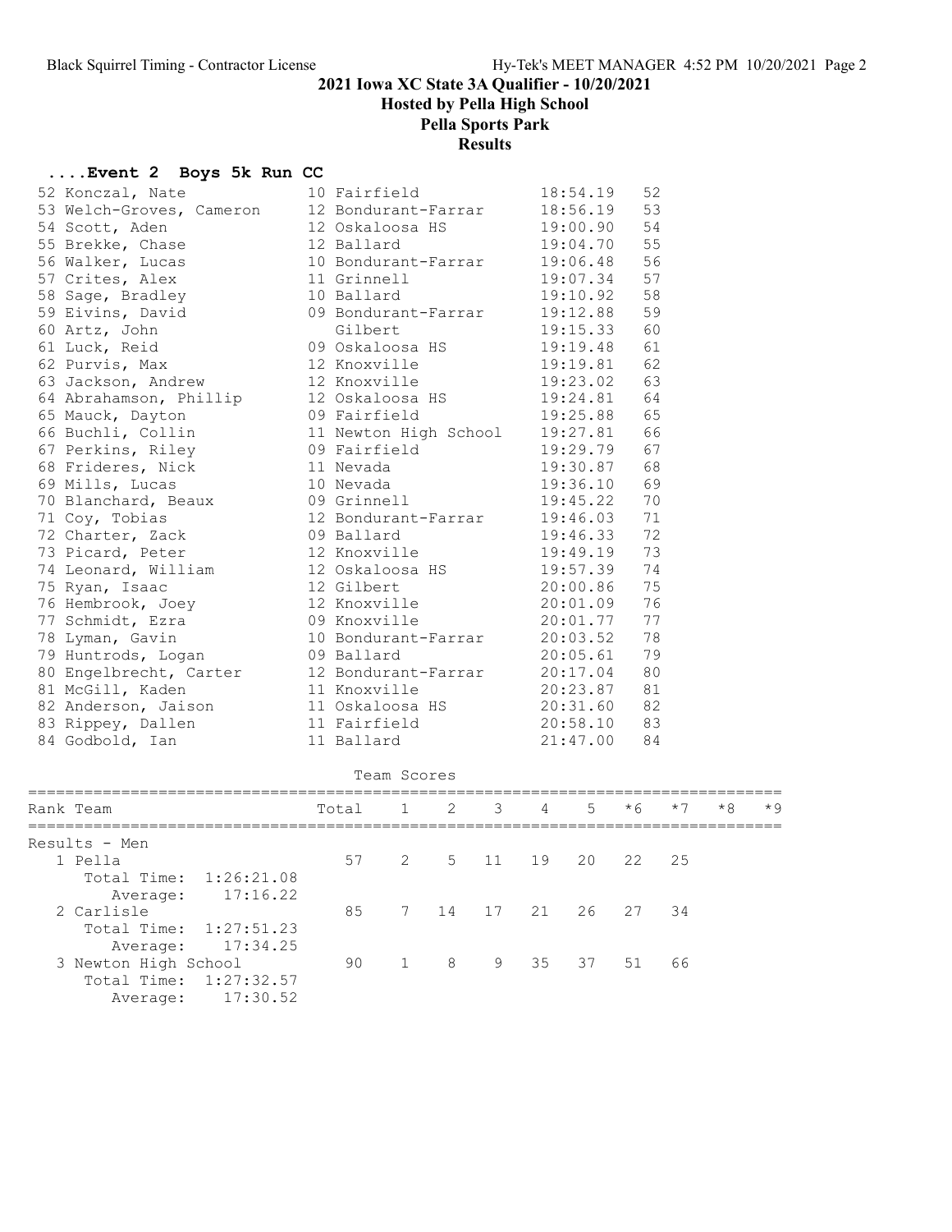# 2021 Iowa XC State 3A Qualifier - 10/20/2021

## Hosted by Pella High School

## Pella Sports Park

## Results

### ....Event 2 Boys 5k Run CC

| Place | Name | Yr | School | Time | Points |
|---|---|---|---|---|---|
| 52 | Konczal, Nate | 10 | Fairfield | 18:54.19 | 52 |
| 53 | Welch-Groves, Cameron | 12 | Bondurant-Farrar | 18:56.19 | 53 |
| 54 | Scott, Aden | 12 | Oskaloosa HS | 19:00.90 | 54 |
| 55 | Brekke, Chase | 12 | Ballard | 19:04.70 | 55 |
| 56 | Walker, Lucas | 10 | Bondurant-Farrar | 19:06.48 | 56 |
| 57 | Crites, Alex | 11 | Grinnell | 19:07.34 | 57 |
| 58 | Sage, Bradley | 10 | Ballard | 19:10.92 | 58 |
| 59 | Eivins, David | 09 | Bondurant-Farrar | 19:12.88 | 59 |
| 60 | Artz, John | | Gilbert | 19:15.33 | 60 |
| 61 | Luck, Reid | 09 | Oskaloosa HS | 19:19.48 | 61 |
| 62 | Purvis, Max | 12 | Knoxville | 19:19.81 | 62 |
| 63 | Jackson, Andrew | 12 | Knoxville | 19:23.02 | 63 |
| 64 | Abrahamson, Phillip | 12 | Oskaloosa HS | 19:24.81 | 64 |
| 65 | Mauck, Dayton | 09 | Fairfield | 19:25.88 | 65 |
| 66 | Buchli, Collin | 11 | Newton High School | 19:27.81 | 66 |
| 67 | Perkins, Riley | 09 | Fairfield | 19:29.79 | 67 |
| 68 | Frideres, Nick | 11 | Nevada | 19:30.87 | 68 |
| 69 | Mills, Lucas | 10 | Nevada | 19:36.10 | 69 |
| 70 | Blanchard, Beaux | 09 | Grinnell | 19:45.22 | 70 |
| 71 | Coy, Tobias | 12 | Bondurant-Farrar | 19:46.03 | 71 |
| 72 | Charter, Zack | 09 | Ballard | 19:46.33 | 72 |
| 73 | Picard, Peter | 12 | Knoxville | 19:49.19 | 73 |
| 74 | Leonard, William | 12 | Oskaloosa HS | 19:57.39 | 74 |
| 75 | Ryan, Isaac | 12 | Gilbert | 20:00.86 | 75 |
| 76 | Hembrook, Joey | 12 | Knoxville | 20:01.09 | 76 |
| 77 | Schmidt, Ezra | 09 | Knoxville | 20:01.77 | 77 |
| 78 | Lyman, Gavin | 10 | Bondurant-Farrar | 20:03.52 | 78 |
| 79 | Huntrods, Logan | 09 | Ballard | 20:05.61 | 79 |
| 80 | Engelbrecht, Carter | 12 | Bondurant-Farrar | 20:17.04 | 80 |
| 81 | McGill, Kaden | 11 | Knoxville | 20:23.87 | 81 |
| 82 | Anderson, Jaison | 11 | Oskaloosa HS | 20:31.60 | 82 |
| 83 | Rippey, Dallen | 11 | Fairfield | 20:58.10 | 83 |
| 84 | Godbold, Ian | 11 | Ballard | 21:47.00 | 84 |

### Team Scores

| Rank | Team | Total | 1 | 2 | 3 | 4 | 5 | *6 | *7 | *8 | *9 |
|---|---|---|---|---|---|---|---|---|---|---|---|
| Results - Men | | | | | | | | | | | |
| 1 | Pella | 57 | 2 | 5 | 11 | 19 | 20 | 22 | 25 | | |
| | Total Time: 1:26:21.08 | | | | | | | | | | |
| | Average: 17:16.22 | | | | | | | | | | |
| 2 | Carlisle | 85 | 7 | 14 | 17 | 21 | 26 | 27 | 34 | | |
| | Total Time: 1:27:51.23 | | | | | | | | | | |
| | Average: 17:34.25 | | | | | | | | | | |
| 3 | Newton High School | 90 | 1 | 8 | 9 | 35 | 37 | 51 | 66 | | |
| | Total Time: 1:27:32.57 | | | | | | | | | | |
| | Average: 17:30.52 | | | | | | | | | | |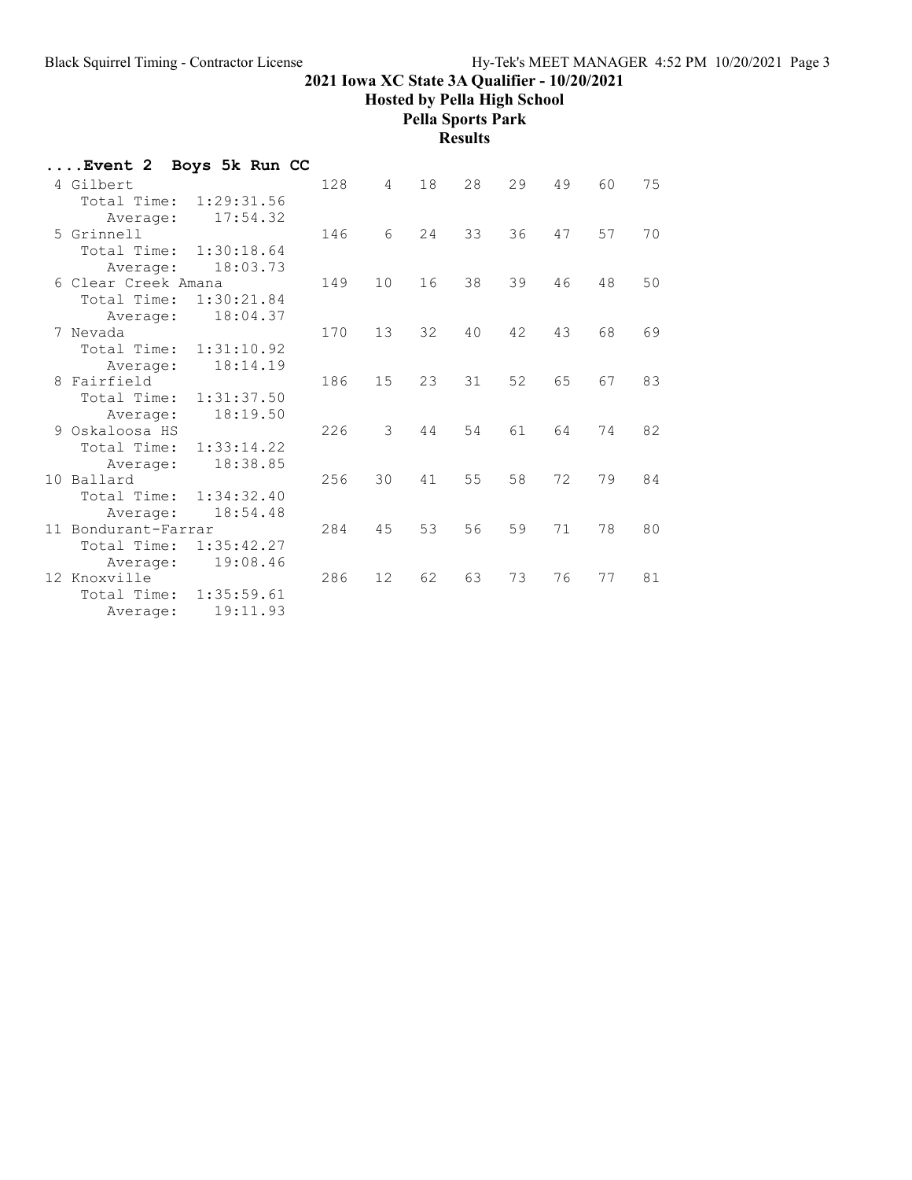**2021 Iowa XC State 3A Qualifier - 10/20/2021**
**Hosted by Pella High School**
**Pella Sports Park**
**Results**

### ....Event 2 Boys 5k Run CC

| | | | | | | | | | |
|---|---|---|---|---|---|---|---|---|---|
| 4 Gilbert | | 128 | 4 | 18 | 28 | 29 | 49 | 60 | 75 |
| Total Time: | 1:29:31.56 | | | | | | | | |
| Average: | 17:54.32 | | | | | | | | |
| 5 Grinnell | | 146 | 6 | 24 | 33 | 36 | 47 | 57 | 70 |
| Total Time: | 1:30:18.64 | | | | | | | | |
| Average: | 18:03.73 | | | | | | | | |
| 6 Clear Creek Amana | | 149 | 10 | 16 | 38 | 39 | 46 | 48 | 50 |
| Total Time: | 1:30:21.84 | | | | | | | | |
| Average: | 18:04.37 | | | | | | | | |
| 7 Nevada | | 170 | 13 | 32 | 40 | 42 | 43 | 68 | 69 |
| Total Time: | 1:31:10.92 | | | | | | | | |
| Average: | 18:14.19 | | | | | | | | |
| 8 Fairfield | | 186 | 15 | 23 | 31 | 52 | 65 | 67 | 83 |
| Total Time: | 1:31:37.50 | | | | | | | | |
| Average: | 18:19.50 | | | | | | | | |
| 9 Oskaloosa HS | | 226 | 3 | 44 | 54 | 61 | 64 | 74 | 82 |
| Total Time: | 1:33:14.22 | | | | | | | | |
| Average: | 18:38.85 | | | | | | | | |
| 10 Ballard | | 256 | 30 | 41 | 55 | 58 | 72 | 79 | 84 |
| Total Time: | 1:34:32.40 | | | | | | | | |
| Average: | 18:54.48 | | | | | | | | |
| 11 Bondurant-Farrar | | 284 | 45 | 53 | 56 | 59 | 71 | 78 | 80 |
| Total Time: | 1:35:42.27 | | | | | | | | |
| Average: | 19:08.46 | | | | | | | | |
| 12 Knoxville | | 286 | 12 | 62 | 63 | 73 | 76 | 77 | 81 |
| Total Time: | 1:35:59.61 | | | | | | | | |
| Average: | 19:11.93 | | | | | | | | |